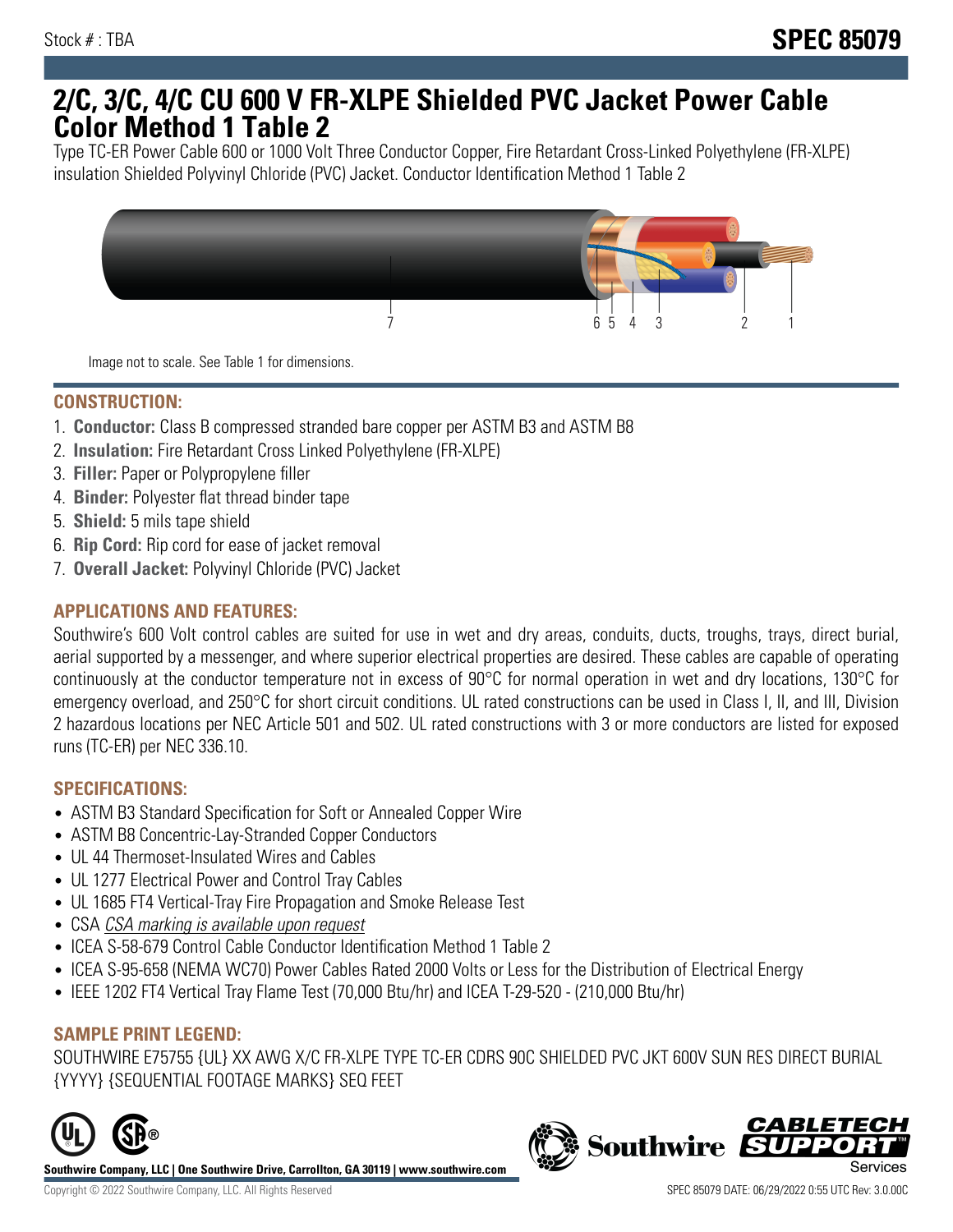Stock # : TBA

**SPEC 85079**

# 2/C, 3/C, 4/C CU 600 V FR-XLPE Shielded PVC Jacket Power Cable Color Method 1 Table 2

Type TC-ER Power Cable 600 or 1000 Volt Three Conductor Copper, Fire Retardant Cross-Linked Polyethylene (FR-XLPE) insulation Shielded Polyvinyl Chloride (PVC) Jacket. Conductor Identification Method 1 Table 2

Image not to scale. See Table 1 for dimensions.

## CONSTRUCTION:

1. **Conductor:** Class B compressed stranded bare copper per ASTM B3 and ASTM B8
2. **Insulation:** Fire Retardant Cross Linked Polyethylene (FR-XLPE)
3. **Filler:** Paper or Polypropylene filler
4. **Binder:** Polyester flat thread binder tape
5. **Shield:** 5 mils tape shield
6. **Rip Cord:** Rip cord for ease of jacket removal
7. **Overall Jacket:** Polyvinyl Chloride (PVC) Jacket

## APPLICATIONS AND FEATURES:

Southwire's 600 Volt control cables are suited for use in wet and dry areas, conduits, ducts, troughs, trays, direct burial, aerial supported by a messenger, and where superior electrical properties are desired. These cables are capable of operating continuously at the conductor temperature not in excess of 90°C for normal operation in wet and dry locations, 130°C for emergency overload, and 250°C for short circuit conditions. UL rated constructions can be used in Class I, II, and III, Division 2 hazardous locations per NEC Article 501 and 502. UL rated constructions with 3 or more conductors are listed for exposed runs (TC-ER) per NEC 336.10.

## SPECIFICATIONS:

- ASTM B3 Standard Specification for Soft or Annealed Copper Wire
- ASTM B8 Concentric-Lay-Stranded Copper Conductors
- UL 44 Thermoset-Insulated Wires and Cables
- UL 1277 Electrical Power and Control Tray Cables
- UL 1685 FT4 Vertical-Tray Fire Propagation and Smoke Release Test
- CSA *CSA marking is available upon request*
- ICEA S-58-679 Control Cable Conductor Identification Method 1 Table 2
- ICEA S-95-658 (NEMA WC70) Power Cables Rated 2000 Volts or Less for the Distribution of Electrical Energy
- IEEE 1202 FT4 Vertical Tray Flame Test (70,000 Btu/hr) and ICEA T-29-520 - (210,000 Btu/hr)

## SAMPLE PRINT LEGEND:

SOUTHWIRE E75755 {UL} XX AWG X/C FR-XLPE TYPE TC-ER CDRS 90C SHIELDED PVC JKT 600V SUN RES DIRECT BURIAL {YYYY} {SEQUENTIAL FOOTAGE MARKS} SEQ FEET

**Southwire Company, LLC | One Southwire Drive, Carrollton, GA 30119 | www.southwire.com**

Copyright © 2022 Southwire Company, LLC. All Rights Reserved

SPEC 85079 DATE: 06/29/2022 0:55 UTC Rev: 3.0.00C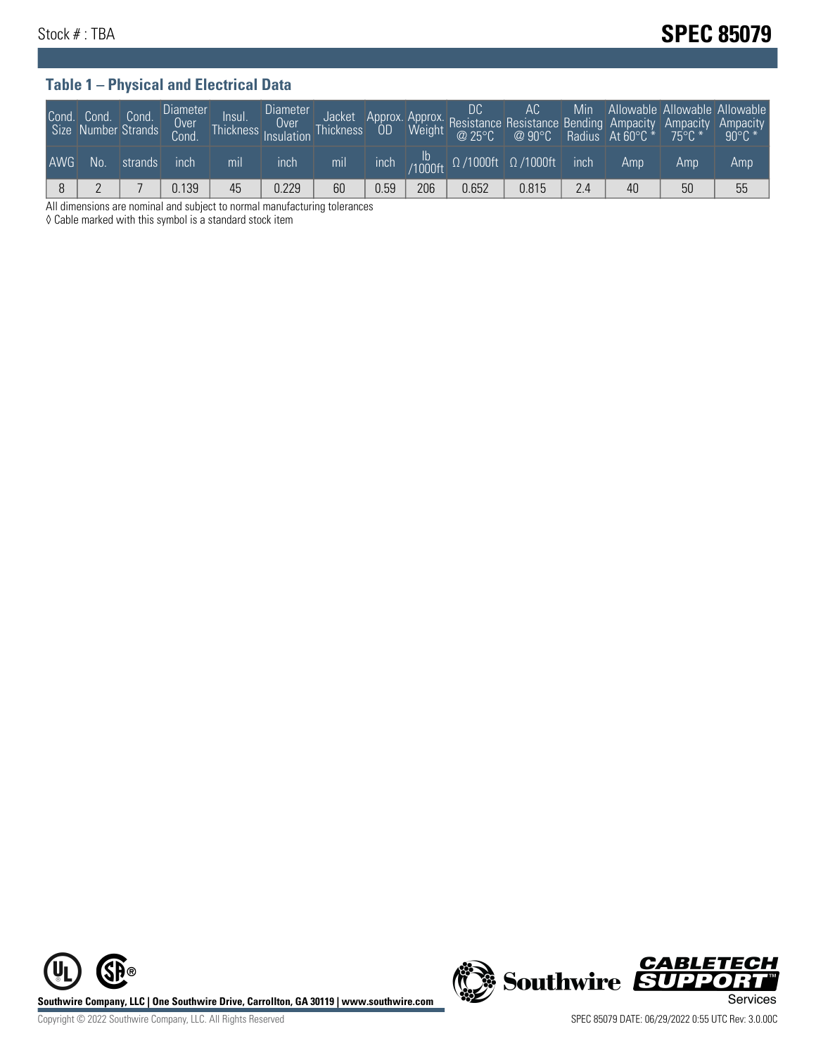### Table 1 – Physical and Electrical Data

| Cond. Size | Cond. Number | Cond. Strands | Diameter Over Cond. | Insul. Thickness | Diameter Over Insulation | Jacket Thickness | Approx. OD | Approx. Weight | DC Resistance @ 25°C | AC Resistance @ 90°C | Min Bending Radius | Allowable Ampacity At 60°C * | Allowable Ampacity 75°C * | Allowable Ampacity 90°C * |
|---|---|---|---|---|---|---|---|---|---|---|---|---|---|---|
| AWG | No. | strands | inch | mil | inch | mil | inch | lb /1000ft | Ω /1000ft | Ω /1000ft | inch | Amp | Amp | Amp |
| 8 | 2 | 7 | 0.139 | 45 | 0.229 | 60 | 0.59 | 206 | 0.652 | 0.815 | 2.4 | 40 | 50 | 55 |

All dimensions are nominal and subject to normal manufacturing tolerances

◊ Cable marked with this symbol is a standard stock item

Southwire Company, LLC | One Southwire Drive, Carrollton, GA 30119 | www.southwire.com

Copyright © 2022 Southwire Company, LLC. All Rights Reserved